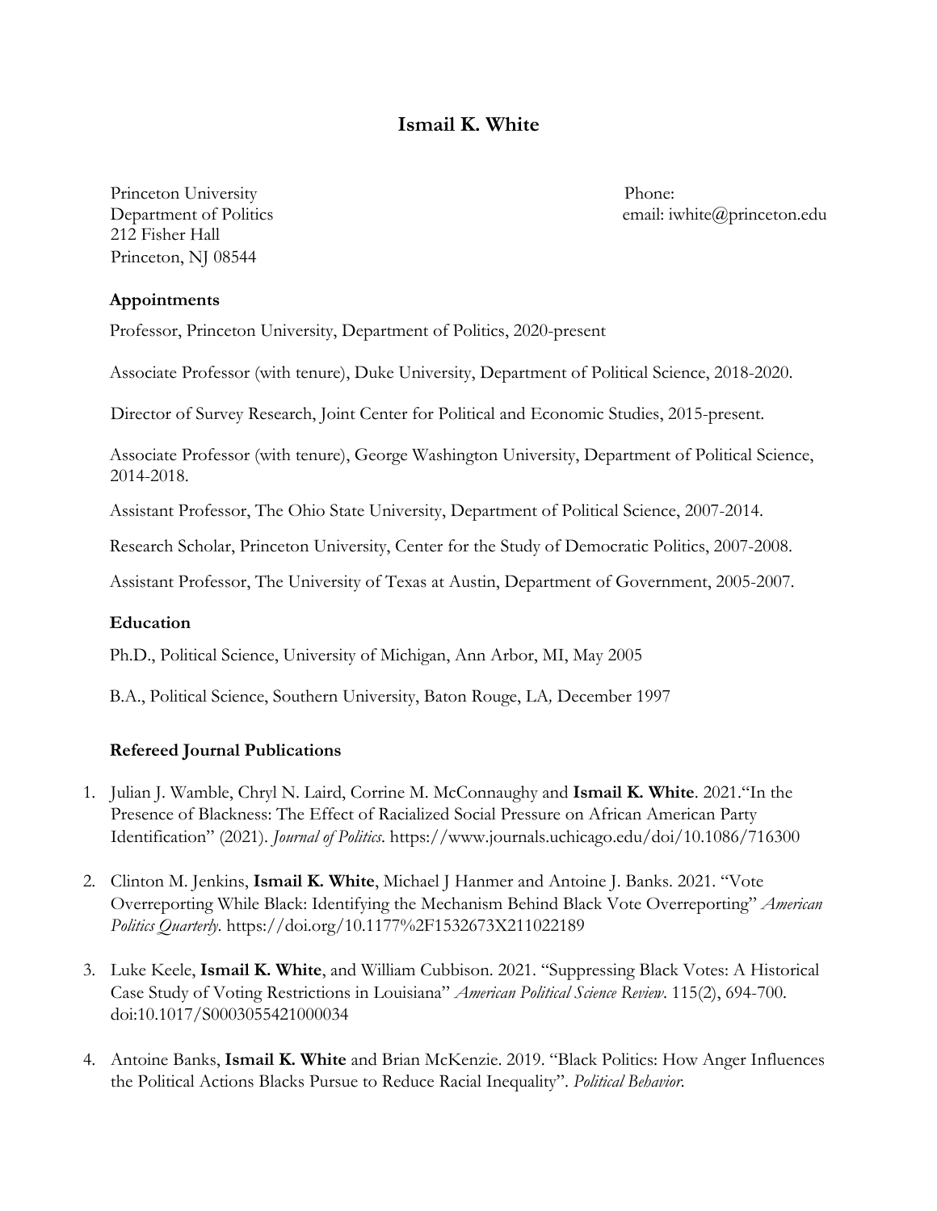# Ismail K. White

Princeton University
Department of Politics
212 Fisher Hall
Princeton, NJ 08544

Phone:
email: iwhite@princeton.edu

### Appointments

Professor, Princeton University, Department of Politics, 2020-present

Associate Professor (with tenure), Duke University, Department of Political Science, 2018-2020.

Director of Survey Research, Joint Center for Political and Economic Studies, 2015-present.

Associate Professor (with tenure), George Washington University, Department of Political Science, 2014-2018.

Assistant Professor, The Ohio State University, Department of Political Science, 2007-2014.

Research Scholar, Princeton University, Center for the Study of Democratic Politics, 2007-2008.

Assistant Professor, The University of Texas at Austin, Department of Government, 2005-2007.

### Education

Ph.D., Political Science, University of Michigan, Ann Arbor, MI, May 2005

B.A., Political Science, Southern University, Baton Rouge, LA*,* December 1997

### Refereed Journal Publications

1. Julian J. Wamble, Chryl N. Laird, Corrine M. McConnaughy and **Ismail K. White**. 2021."In the Presence of Blackness: The Effect of Racialized Social Pressure on African American Party Identification" (2021). *Journal of Politics*. https://www.journals.uchicago.edu/doi/10.1086/716300

2. Clinton M. Jenkins, **Ismail K. White**, Michael J Hanmer and Antoine J. Banks. 2021. "Vote Overreporting While Black: Identifying the Mechanism Behind Black Vote Overreporting" *American Politics Quarterly*. https://doi.org/10.1177%2F1532673X211022189

3. Luke Keele, **Ismail K. White**, and William Cubbison. 2021. "Suppressing Black Votes: A Historical Case Study of Voting Restrictions in Louisiana" *American Political Science Review*. 115(2), 694-700. doi:10.1017/S0003055421000034

4. Antoine Banks, **Ismail K. White** and Brian McKenzie. 2019. "Black Politics: How Anger Influences the Political Actions Blacks Pursue to Reduce Racial Inequality". *Political Behavior*.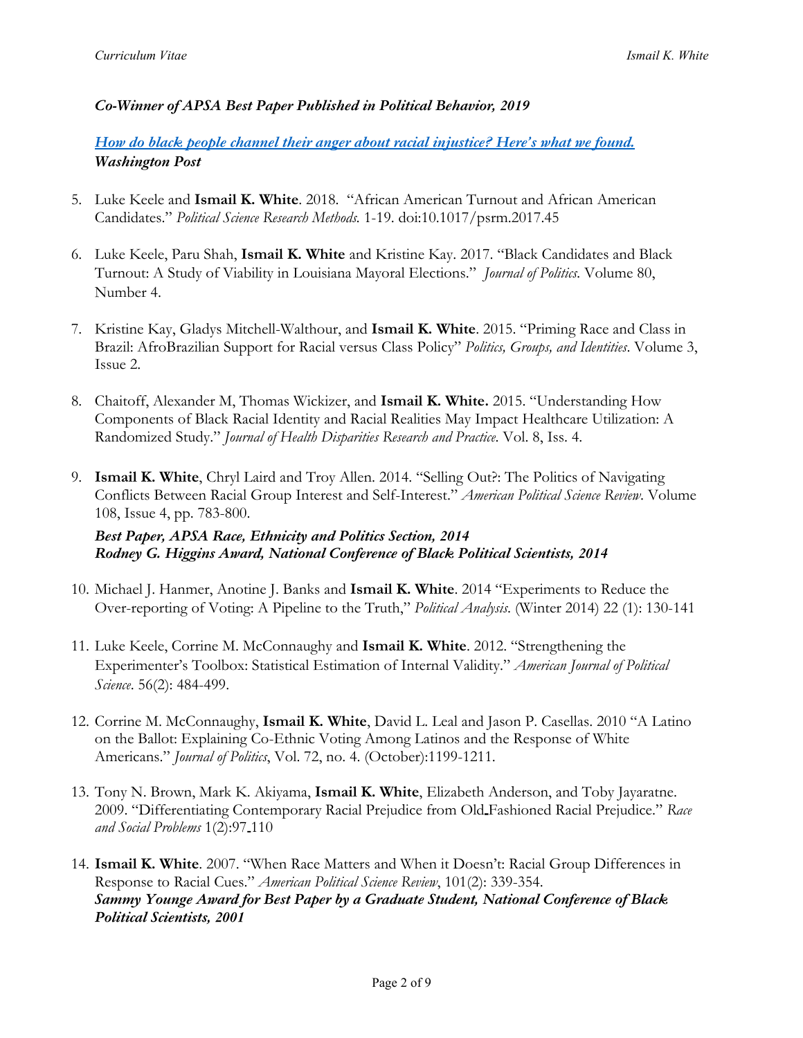***Co-Winner of APSA Best Paper Published in Political Behavior, 2019***

***[How do black people channel their anger about racial injustice? Here's what we found.](#)***
***Washington Post***

5. Luke Keele and **Ismail K. White**. 2018. "African American Turnout and African American Candidates." *Political Science Research Methods.* 1-19. doi:10.1017/psrm.2017.45

6. Luke Keele, Paru Shah, **Ismail K. White** and Kristine Kay. 2017. "Black Candidates and Black Turnout: A Study of Viability in Louisiana Mayoral Elections." *Journal of Politics*. Volume 80, Number 4.

7. Kristine Kay, Gladys Mitchell-Walthour, and **Ismail K. White**. 2015. "Priming Race and Class in Brazil: AfroBrazilian Support for Racial versus Class Policy" *Politics, Groups, and Identities*. Volume 3, Issue 2.

8. Chaitoff, Alexander M, Thomas Wickizer, and **Ismail K. White.** 2015. "Understanding How Components of Black Racial Identity and Racial Realities May Impact Healthcare Utilization: A Randomized Study." *Journal of Health Disparities Research and Practice.* Vol. 8, Iss. 4.

9. **Ismail K. White**, Chryl Laird and Troy Allen. 2014. "Selling Out?: The Politics of Navigating Conflicts Between Racial Group Interest and Self-Interest." *American Political Science Review*. Volume 108, Issue 4, pp. 783-800.

   ***Best Paper, APSA Race, Ethnicity and Politics Section, 2014***
   ***Rodney G. Higgins Award, National Conference of Black Political Scientists, 2014***

10. Michael J. Hanmer, Anotine J. Banks and **Ismail K. White**. 2014 "Experiments to Reduce the Over-reporting of Voting: A Pipeline to the Truth," *Political Analysis*. (Winter 2014) 22 (1): 130-141

11. Luke Keele, Corrine M. McConnaughy and **Ismail K. White**. 2012. "Strengthening the Experimenter's Toolbox: Statistical Estimation of Internal Validity." *American Journal of Political Science*. 56(2): 484-499.

12. Corrine M. McConnaughy, **Ismail K. White**, David L. Leal and Jason P. Casellas. 2010 "A Latino on the Ballot: Explaining Co-Ethnic Voting Among Latinos and the Response of White Americans." *Journal of Politics*, Vol. 72, no. 4. (October):1199-1211.

13. Tony N. Brown, Mark K. Akiyama, **Ismail K. White**, Elizabeth Anderson, and Toby Jayaratne. 2009. "Differentiating Contemporary Racial Prejudice from Old-Fashioned Racial Prejudice." *Race and Social Problems* 1(2):97-110

14. **Ismail K. White**. 2007. "When Race Matters and When it Doesn't: Racial Group Differences in Response to Racial Cues." *American Political Science Review*, 101(2): 339-354.
    ***Sammy Younge Award for Best Paper by a Graduate Student, National Conference of Black Political Scientists, 2001***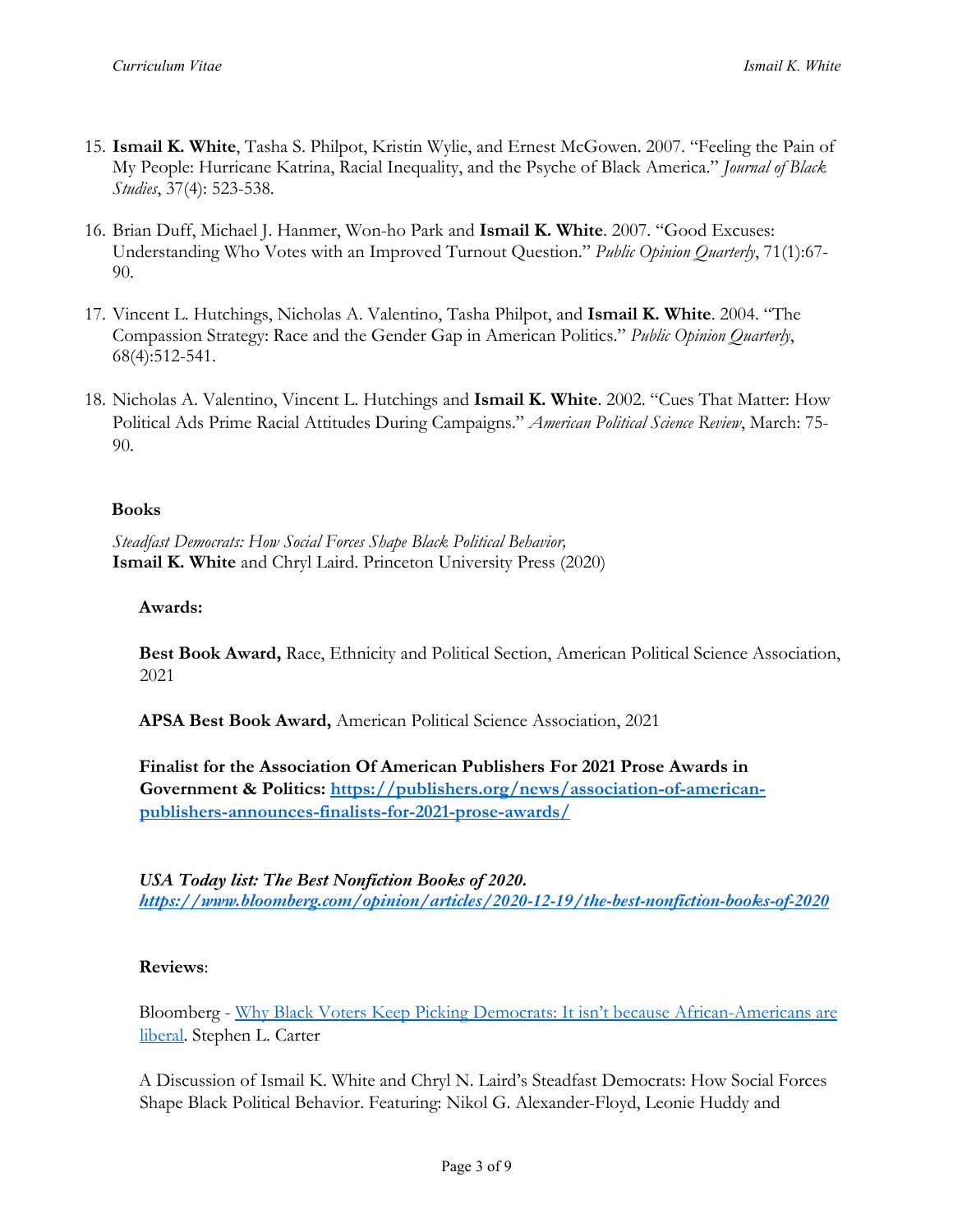15. **Ismail K. White**, Tasha S. Philpot, Kristin Wylie, and Ernest McGowen. 2007. "Feeling the Pain of My People: Hurricane Katrina, Racial Inequality, and the Psyche of Black America." *Journal of Black Studies*, 37(4): 523-538.

16. Brian Duff, Michael J. Hanmer, Won-ho Park and **Ismail K. White**. 2007. "Good Excuses: Understanding Who Votes with an Improved Turnout Question." *Public Opinion Quarterly*, 71(1):67-90.

17. Vincent L. Hutchings, Nicholas A. Valentino, Tasha Philpot, and **Ismail K. White**. 2004. "The Compassion Strategy: Race and the Gender Gap in American Politics." *Public Opinion Quarterly*, 68(4):512-541.

18. Nicholas A. Valentino, Vincent L. Hutchings and **Ismail K. White**. 2002. "Cues That Matter: How Political Ads Prime Racial Attitudes During Campaigns." *American Political Science Review*, March: 75-90.

### Books

*Steadfast Democrats: How Social Forces Shape Black Political Behavior,*
**Ismail K. White** and Chryl Laird. Princeton University Press (2020)

**Awards:**

**Best Book Award,** Race, Ethnicity and Political Section, American Political Science Association, 2021

**APSA Best Book Award,** American Political Science Association, 2021

**Finalist for the Association Of American Publishers For 2021 Prose Awards in Government & Politics: [https://publishers.org/news/association-of-american-publishers-announces-finalists-for-2021-prose-awards/](https://publishers.org/news/association-of-american-publishers-announces-finalists-for-2021-prose-awards/)**

***USA Today list: The Best Nonfiction Books of 2020. [https://www.bloomberg.com/opinion/articles/2020-12-19/the-best-nonfiction-books-of-2020](https://www.bloomberg.com/opinion/articles/2020-12-19/the-best-nonfiction-books-of-2020)***

**Reviews**:

Bloomberg - Why Black Voters Keep Picking Democrats: It isn't because African-Americans are liberal. Stephen L. Carter

A Discussion of Ismail K. White and Chryl N. Laird's Steadfast Democrats: How Social Forces Shape Black Political Behavior. Featuring: Nikol G. Alexander-Floyd, Leonie Huddy and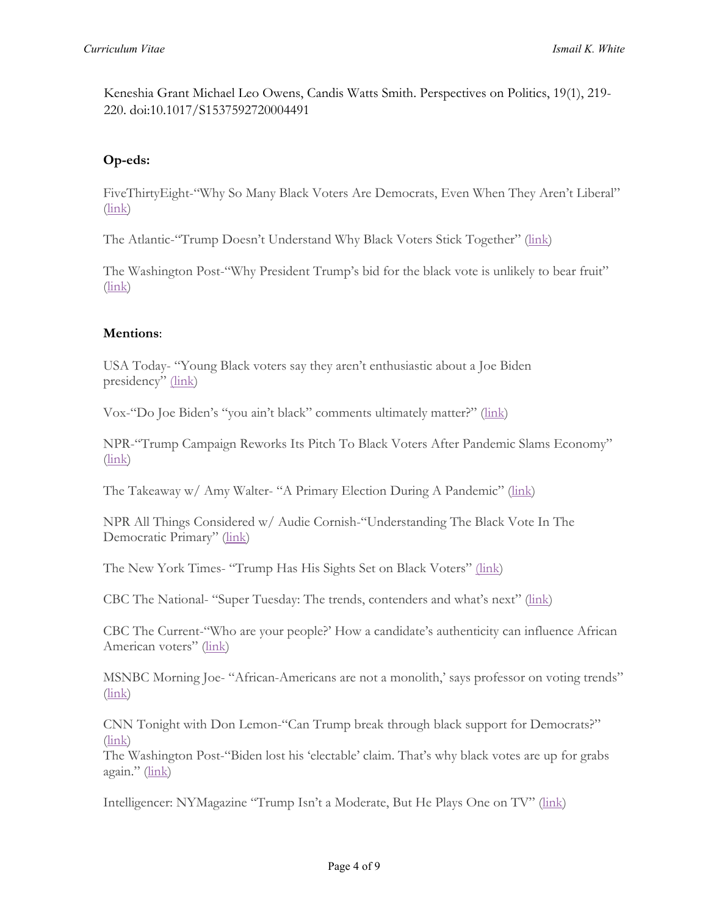Keneshia Grant Michael Leo Owens, Candis Watts Smith. Perspectives on Politics, 19(1), 219-220. doi:10.1017/S1537592720004491

**Op-eds:**

FiveThirtyEight-"Why So Many Black Voters Are Democrats, Even When They Aren't Liberal" (link)

The Atlantic-"Trump Doesn't Understand Why Black Voters Stick Together" (link)

The Washington Post-"Why President Trump's bid for the black vote is unlikely to bear fruit" (link)

**Mentions**:

USA Today- "Young Black voters say they aren't enthusiastic about a Joe Biden presidency" (link)

Vox-"Do Joe Biden's "you ain't black" comments ultimately matter?" (link)

NPR-"Trump Campaign Reworks Its Pitch To Black Voters After Pandemic Slams Economy" (link)

The Takeaway w/ Amy Walter- "A Primary Election During A Pandemic" (link)

NPR All Things Considered w/ Audie Cornish-"Understanding The Black Vote In The Democratic Primary" (link)

The New York Times- "Trump Has His Sights Set on Black Voters" (link)

CBC The National- "Super Tuesday: The trends, contenders and what's next" (link)

CBC The Current-"Who are your people?' How a candidate's authenticity can influence African American voters" (link)

MSNBC Morning Joe- "African-Americans are not a monolith,' says professor on voting trends" (link)

CNN Tonight with Don Lemon-"Can Trump break through black support for Democrats?" (link)

The Washington Post-"Biden lost his 'electable' claim. That's why black votes are up for grabs again." (link)

Intelligencer: NYMagazine "Trump Isn't a Moderate, But He Plays One on TV" (link)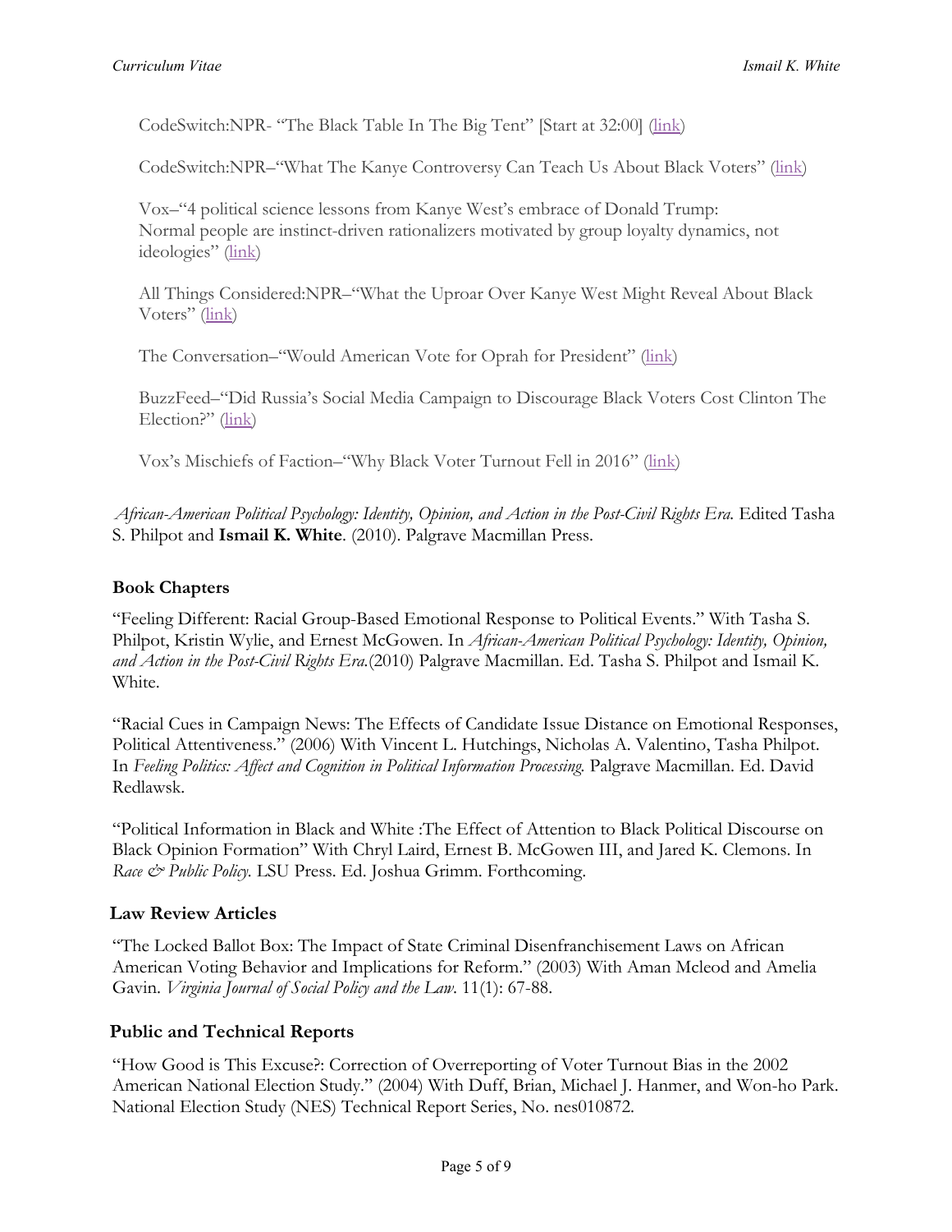CodeSwitch:NPR- "The Black Table In The Big Tent" [Start at 32:00] (link)

CodeSwitch:NPR–"What The Kanye Controversy Can Teach Us About Black Voters" (link)

Vox–"4 political science lessons from Kanye West's embrace of Donald Trump: Normal people are instinct-driven rationalizers motivated by group loyalty dynamics, not ideologies" (link)

All Things Considered:NPR–"What the Uproar Over Kanye West Might Reveal About Black Voters" (link)

The Conversation–"Would American Vote for Oprah for President" (link)

BuzzFeed–"Did Russia's Social Media Campaign to Discourage Black Voters Cost Clinton The Election?" (link)

Vox's Mischiefs of Faction–"Why Black Voter Turnout Fell in 2016" (link)

*African-American Political Psychology: Identity, Opinion, and Action in the Post-Civil Rights Era.* Edited Tasha S. Philpot and **Ismail K. White**. (2010). Palgrave Macmillan Press.

### Book Chapters

"Feeling Different: Racial Group-Based Emotional Response to Political Events." With Tasha S. Philpot, Kristin Wylie, and Ernest McGowen. In *African-American Political Psychology: Identity, Opinion, and Action in the Post-Civil Rights Era.*(2010) Palgrave Macmillan. Ed. Tasha S. Philpot and Ismail K. White.

"Racial Cues in Campaign News: The Effects of Candidate Issue Distance on Emotional Responses, Political Attentiveness." (2006) With Vincent L. Hutchings, Nicholas A. Valentino, Tasha Philpot. In *Feeling Politics: Affect and Cognition in Political Information Processing.* Palgrave Macmillan. Ed. David Redlawsk.

"Political Information in Black and White :The Effect of Attention to Black Political Discourse on Black Opinion Formation" With Chryl Laird, Ernest B. McGowen III, and Jared K. Clemons. In *Race & Public Policy.* LSU Press. Ed. Joshua Grimm. Forthcoming.

### Law Review Articles

"The Locked Ballot Box: The Impact of State Criminal Disenfranchisement Laws on African American Voting Behavior and Implications for Reform." (2003) With Aman Mcleod and Amelia Gavin. *Virginia Journal of Social Policy and the Law*. 11(1): 67-88.

### Public and Technical Reports

"How Good is This Excuse?: Correction of Overreporting of Voter Turnout Bias in the 2002 American National Election Study." (2004) With Duff, Brian, Michael J. Hanmer, and Won-ho Park. National Election Study (NES) Technical Report Series, No. nes010872.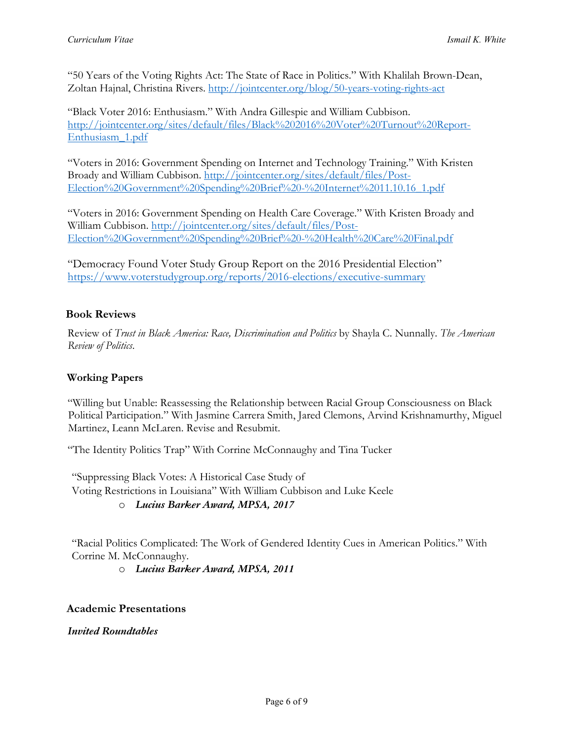"50 Years of the Voting Rights Act: The State of Race in Politics." With Khalilah Brown-Dean, Zoltan Hajnal, Christina Rivers. http://jointcenter.org/blog/50-years-voting-rights-act

"Black Voter 2016: Enthusiasm." With Andra Gillespie and William Cubbison. http://jointcenter.org/sites/default/files/Black%202016%20Voter%20Turnout%20Report-Enthusiasm_1.pdf

"Voters in 2016: Government Spending on Internet and Technology Training." With Kristen Broady and William Cubbison. http://jointcenter.org/sites/default/files/Post-Election%20Government%20Spending%20Brief%20-%20Internet%2011.10.16_1.pdf

"Voters in 2016: Government Spending on Health Care Coverage." With Kristen Broady and William Cubbison. http://jointcenter.org/sites/default/files/Post-Election%20Government%20Spending%20Brief%20-%20Health%20Care%20Final.pdf

"Democracy Found Voter Study Group Report on the 2016 Presidential Election" https://www.voterstudygroup.org/reports/2016-elections/executive-summary

## Book Reviews

Review of *Trust in Black America: Race, Discrimination and Politics* by Shayla C. Nunnally. *The American Review of Politics*.

## Working Papers

"Willing but Unable: Reassessing the Relationship between Racial Group Consciousness on Black Political Participation." With Jasmine Carrera Smith, Jared Clemons, Arvind Krishnamurthy, Miguel Martinez, Leann McLaren. Revise and Resubmit.

"The Identity Politics Trap" With Corrine McConnaughy and Tina Tucker

"Suppressing Black Votes: A Historical Case Study of Voting Restrictions in Louisiana" With William Cubbison and Luke Keele

- ***Lucius Barker Award, MPSA, 2017***

"Racial Politics Complicated: The Work of Gendered Identity Cues in American Politics." With Corrine M. McConnaughy.

- ***Lucius Barker Award, MPSA, 2011***

## Academic Presentations

***Invited Roundtables***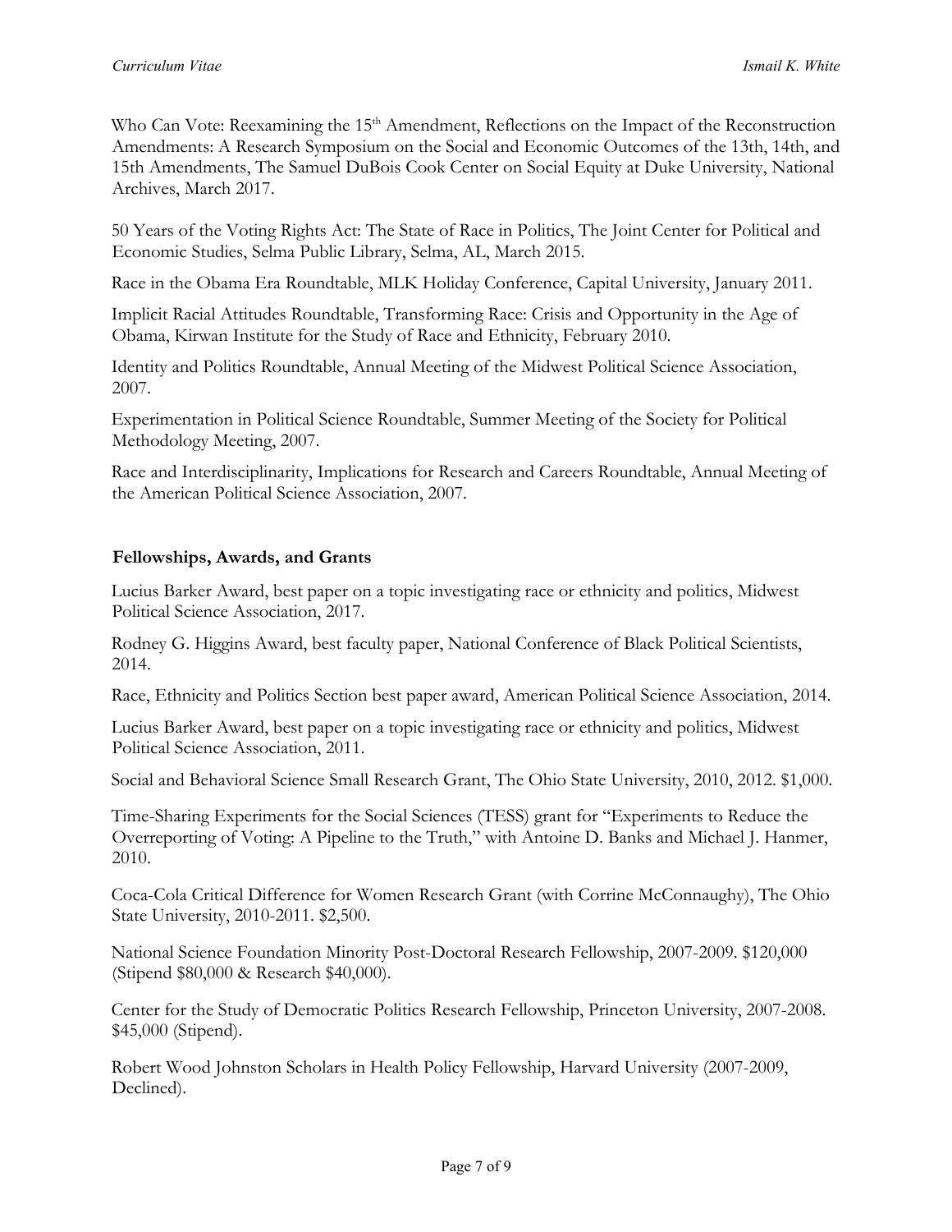Who Can Vote: Reexamining the 15th Amendment, Reflections on the Impact of the Reconstruction Amendments: A Research Symposium on the Social and Economic Outcomes of the 13th, 14th, and 15th Amendments, The Samuel DuBois Cook Center on Social Equity at Duke University, National Archives, March 2017.

50 Years of the Voting Rights Act: The State of Race in Politics, The Joint Center for Political and Economic Studies, Selma Public Library, Selma, AL, March 2015.

Race in the Obama Era Roundtable, MLK Holiday Conference, Capital University, January 2011.

Implicit Racial Attitudes Roundtable, Transforming Race: Crisis and Opportunity in the Age of Obama, Kirwan Institute for the Study of Race and Ethnicity, February 2010.

Identity and Politics Roundtable, Annual Meeting of the Midwest Political Science Association, 2007.

Experimentation in Political Science Roundtable, Summer Meeting of the Society for Political Methodology Meeting, 2007.

Race and Interdisciplinarity, Implications for Research and Careers Roundtable, Annual Meeting of the American Political Science Association, 2007.

## Fellowships, Awards, and Grants

Lucius Barker Award, best paper on a topic investigating race or ethnicity and politics, Midwest Political Science Association, 2017.

Rodney G. Higgins Award, best faculty paper, National Conference of Black Political Scientists, 2014.

Race, Ethnicity and Politics Section best paper award, American Political Science Association, 2014.

Lucius Barker Award, best paper on a topic investigating race or ethnicity and politics, Midwest Political Science Association, 2011.

Social and Behavioral Science Small Research Grant, The Ohio State University, 2010, 2012. $1,000.

Time-Sharing Experiments for the Social Sciences (TESS) grant for "Experiments to Reduce the Overreporting of Voting: A Pipeline to the Truth," with Antoine D. Banks and Michael J. Hanmer, 2010.

Coca-Cola Critical Difference for Women Research Grant (with Corrine McConnaughy), The Ohio State University, 2010-2011. $2,500.

National Science Foundation Minority Post-Doctoral Research Fellowship, 2007-2009. $120,000 (Stipend $80,000 & Research $40,000).

Center for the Study of Democratic Politics Research Fellowship, Princeton University, 2007-2008. $45,000 (Stipend).

Robert Wood Johnston Scholars in Health Policy Fellowship, Harvard University (2007-2009, Declined).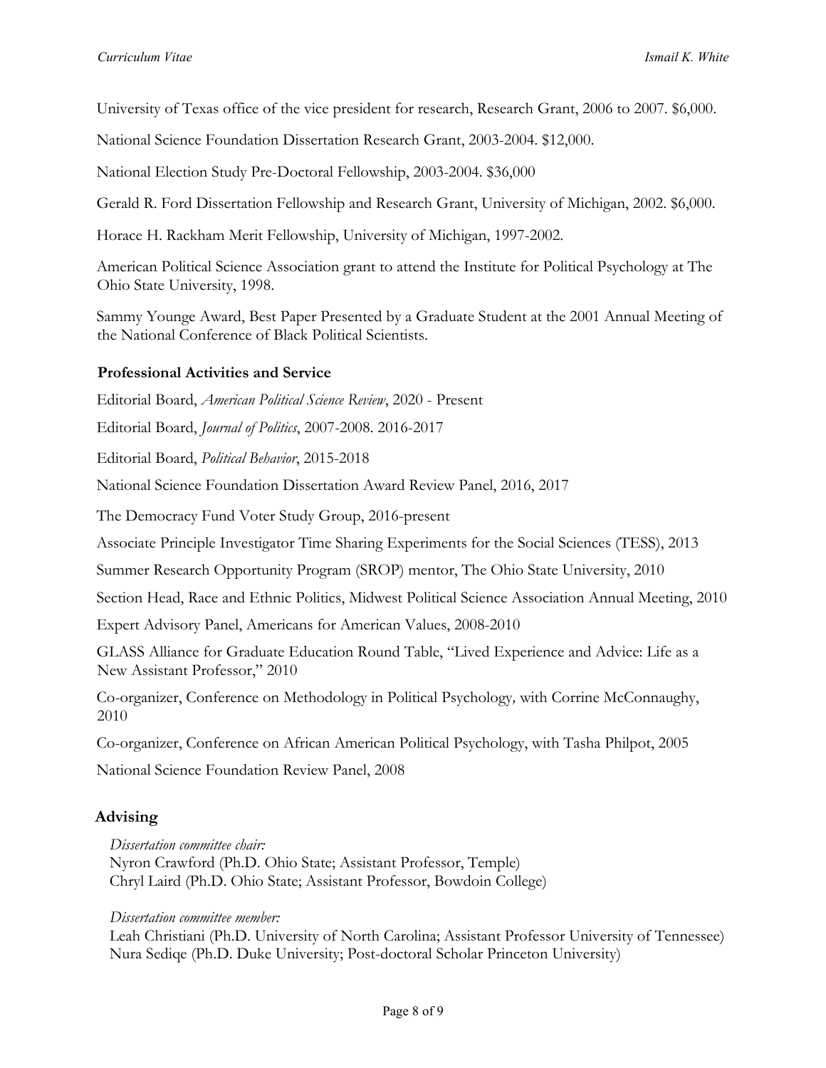University of Texas office of the vice president for research, Research Grant, 2006 to 2007. $6,000.

National Science Foundation Dissertation Research Grant, 2003-2004. $12,000.

National Election Study Pre-Doctoral Fellowship, 2003-2004. $36,000

Gerald R. Ford Dissertation Fellowship and Research Grant, University of Michigan, 2002. $6,000.

Horace H. Rackham Merit Fellowship, University of Michigan, 1997-2002.

American Political Science Association grant to attend the Institute for Political Psychology at The Ohio State University, 1998.

Sammy Younge Award, Best Paper Presented by a Graduate Student at the 2001 Annual Meeting of the National Conference of Black Political Scientists.

### Professional Activities and Service

Editorial Board, *American Political Science Review*, 2020 - Present

Editorial Board, *Journal of Politics*, 2007-2008. 2016-2017

Editorial Board, *Political Behavior*, 2015-2018

National Science Foundation Dissertation Award Review Panel, 2016, 2017

The Democracy Fund Voter Study Group, 2016-present

Associate Principle Investigator Time Sharing Experiments for the Social Sciences (TESS), 2013

Summer Research Opportunity Program (SROP) mentor, The Ohio State University, 2010

Section Head, Race and Ethnic Politics, Midwest Political Science Association Annual Meeting, 2010

Expert Advisory Panel, Americans for American Values, 2008-2010

GLASS Alliance for Graduate Education Round Table, "Lived Experience and Advice: Life as a New Assistant Professor," 2010

Co-organizer, Conference on Methodology in Political Psychology*,* with Corrine McConnaughy, 2010

Co-organizer, Conference on African American Political Psychology, with Tasha Philpot, 2005

National Science Foundation Review Panel, 2008

## Advising

*Dissertation committee chair:*
Nyron Crawford (Ph.D. Ohio State; Assistant Professor, Temple)
Chryl Laird (Ph.D. Ohio State; Assistant Professor, Bowdoin College)

*Dissertation committee member:*
Leah Christiani (Ph.D. University of North Carolina; Assistant Professor University of Tennessee)
Nura Sediqe (Ph.D. Duke University; Post-doctoral Scholar Princeton University)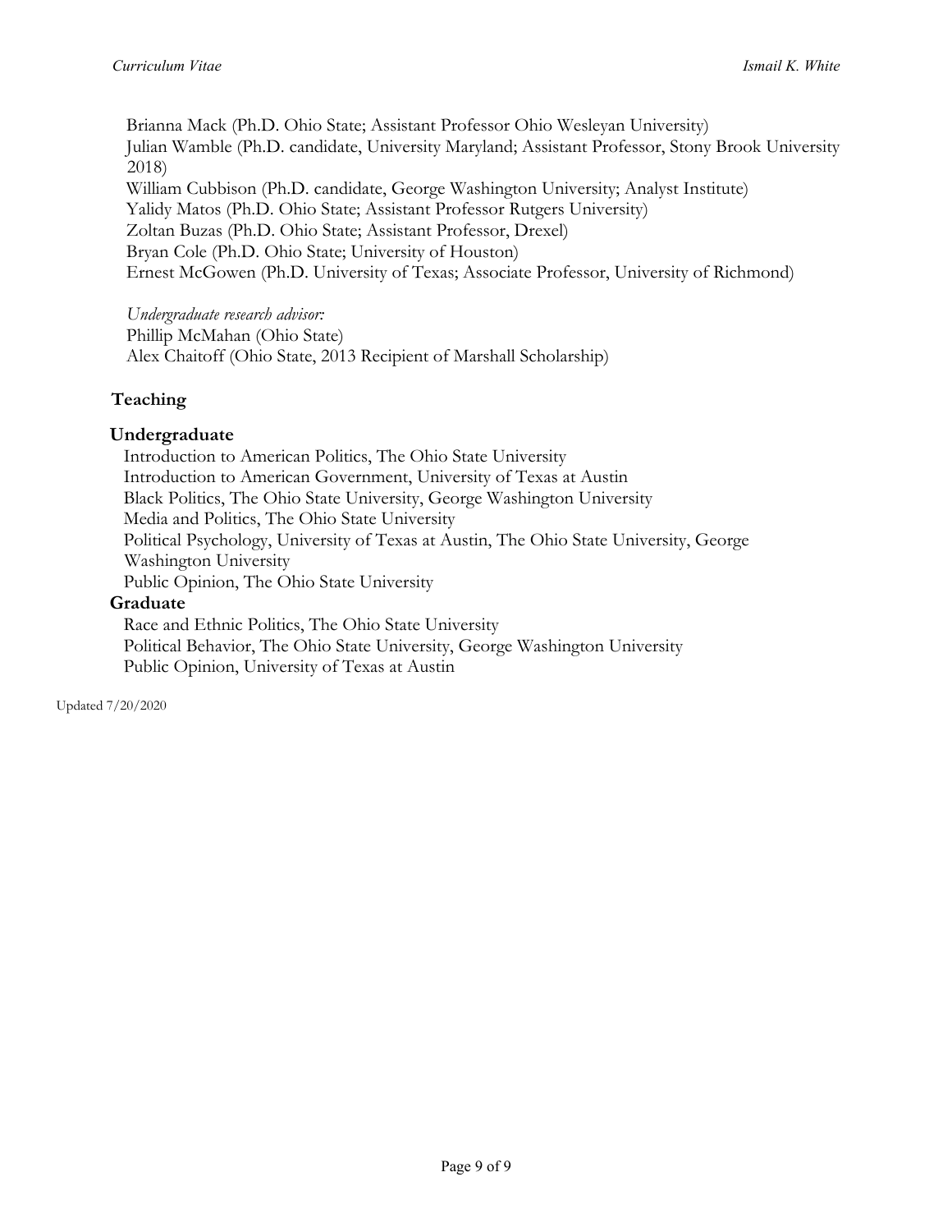Brianna Mack (Ph.D. Ohio State; Assistant Professor Ohio Wesleyan University)
Julian Wamble (Ph.D. candidate, University Maryland; Assistant Professor, Stony Brook University 2018)
William Cubbison (Ph.D. candidate, George Washington University; Analyst Institute)
Yalidy Matos (Ph.D. Ohio State; Assistant Professor Rutgers University)
Zoltan Buzas (Ph.D. Ohio State; Assistant Professor, Drexel)
Bryan Cole (Ph.D. Ohio State; University of Houston)
Ernest McGowen (Ph.D. University of Texas; Associate Professor, University of Richmond)

*Undergraduate research advisor:*
Phillip McMahan (Ohio State)
Alex Chaitoff (Ohio State, 2013 Recipient of Marshall Scholarship)

## Teaching

### Undergraduate

Introduction to American Politics, The Ohio State University
Introduction to American Government, University of Texas at Austin
Black Politics, The Ohio State University, George Washington University
Media and Politics, The Ohio State University
Political Psychology, University of Texas at Austin, The Ohio State University, George Washington University
Public Opinion, The Ohio State University

### Graduate

Race and Ethnic Politics, The Ohio State University
Political Behavior, The Ohio State University, George Washington University
Public Opinion, University of Texas at Austin

Updated 7/20/2020